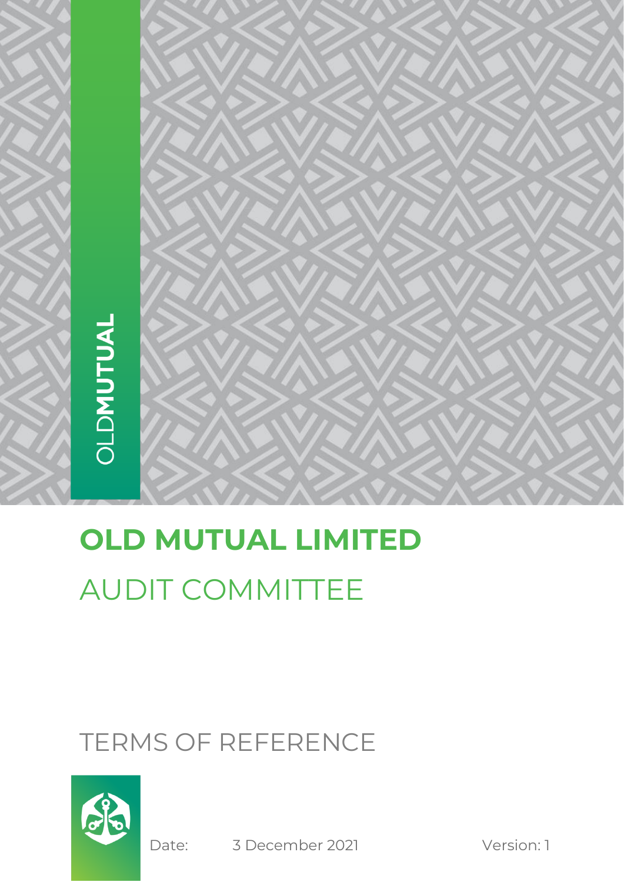OLD**MUTUAL**

# OLD MUTUAL LIMITED

## AUDIT COMMITTEE

## TERMS OF REFERENCE

Date: 3 December 2021

Version: 1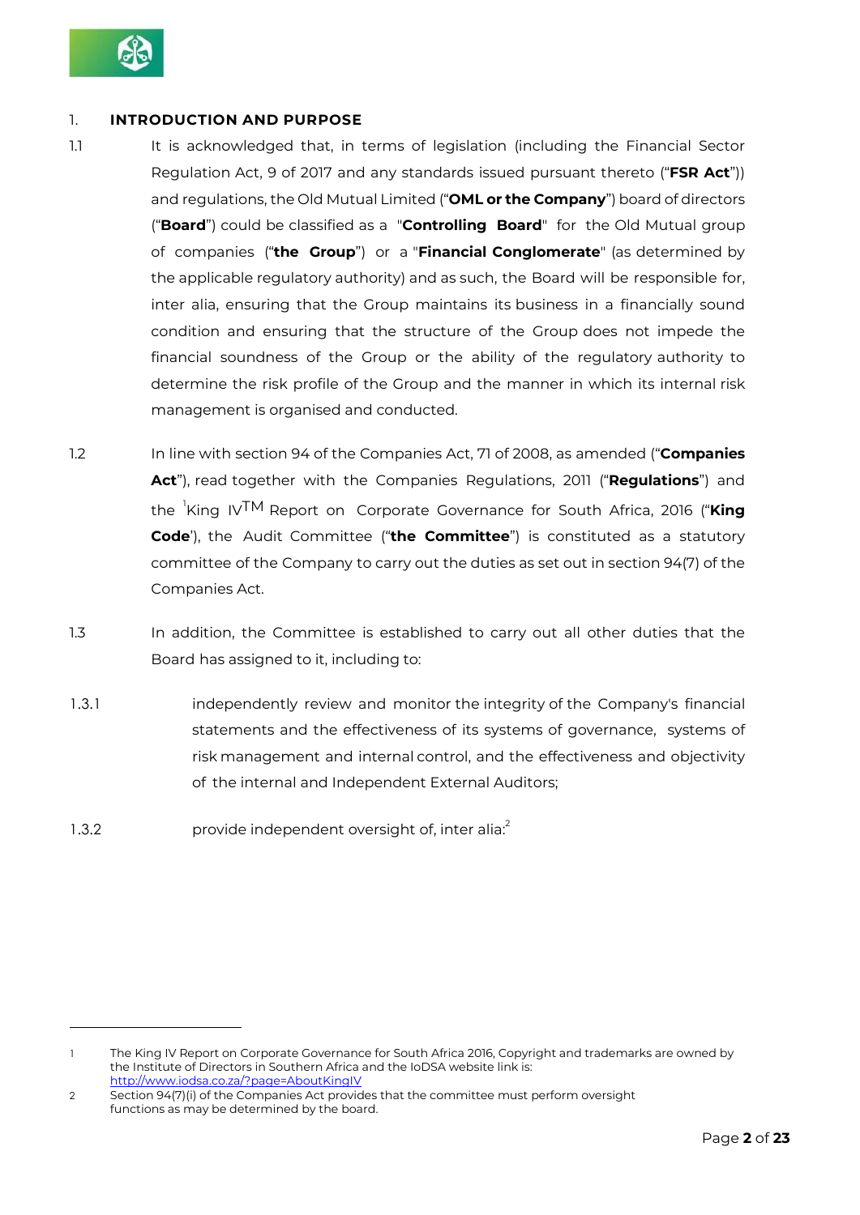## 1. INTRODUCTION AND PURPOSE

1.1 It is acknowledged that, in terms of legislation (including the Financial Sector Regulation Act, 9 of 2017 and any standards issued pursuant thereto ("**FSR Act**")) and regulations, the Old Mutual Limited ("**OML or the Company**") board of directors ("**Board**") could be classified as a "**Controlling Board**" for the Old Mutual group of companies ("**the Group**") or a "**Financial Conglomerate**" (as determined by the applicable regulatory authority) and as such, the Board will be responsible for, inter alia, ensuring that the Group maintains its business in a financially sound condition and ensuring that the structure of the Group does not impede the financial soundness of the Group or the ability of the regulatory authority to determine the risk profile of the Group and the manner in which its internal risk management is organised and conducted.

1.2 In line with section 94 of the Companies Act, 71 of 2008, as amended ("**Companies Act**"), read together with the Companies Regulations, 2011 ("**Regulations**") and the [1]King IV™ Report on Corporate Governance for South Africa, 2016 ("**King Code**'), the Audit Committee ("**the Committee**") is constituted as a statutory committee of the Company to carry out the duties as set out in section 94(7) of the Companies Act.

1.3 In addition, the Committee is established to carry out all other duties that the Board has assigned to it, including to:

1.3.1 independently review and monitor the integrity of the Company's financial statements and the effectiveness of its systems of governance, systems of risk management and internal control, and the effectiveness and objectivity of the internal and Independent External Auditors;

1.3.2 provide independent oversight of, inter alia:[2]

---

1 The King IV Report on Corporate Governance for South Africa 2016, Copyright and trademarks are owned by the Institute of Directors in Southern Africa and the IoDSA website link is: http://www.iodsa.co.za/?page=AboutKingIV

2 Section 94(7)(i) of the Companies Act provides that the committee must perform oversight functions as may be determined by the board.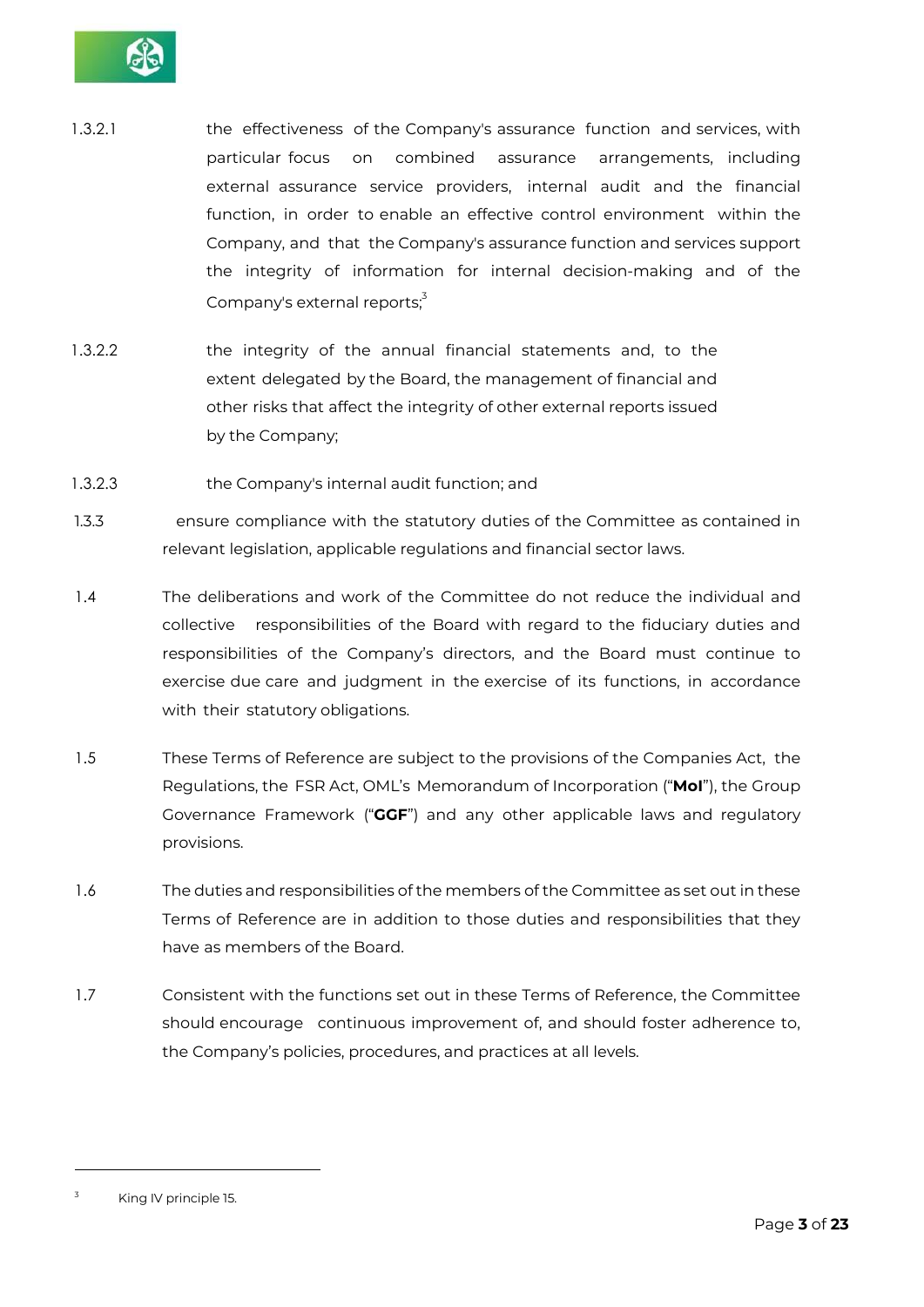1.3.2.1 the effectiveness of the Company's assurance function and services, with particular focus on combined assurance arrangements, including external assurance service providers, internal audit and the financial function, in order to enable an effective control environment within the Company, and that the Company's assurance function and services support the integrity of information for internal decision-making and of the Company's external reports;[3]

1.3.2.2 the integrity of the annual financial statements and, to the extent delegated by the Board, the management of financial and other risks that affect the integrity of other external reports issued by the Company;

1.3.2.3 the Company's internal audit function; and

1.3.3 ensure compliance with the statutory duties of the Committee as contained in relevant legislation, applicable regulations and financial sector laws.

1.4 The deliberations and work of the Committee do not reduce the individual and collective responsibilities of the Board with regard to the fiduciary duties and responsibilities of the Company's directors, and the Board must continue to exercise due care and judgment in the exercise of its functions, in accordance with their statutory obligations.

1.5 These Terms of Reference are subject to the provisions of the Companies Act, the Regulations, the FSR Act, OML's Memorandum of Incorporation ("**MoI**"), the Group Governance Framework ("**GGF**") and any other applicable laws and regulatory provisions.

1.6 The duties and responsibilities of the members of the Committee as set out in these Terms of Reference are in addition to those duties and responsibilities that they have as members of the Board.

1.7 Consistent with the functions set out in these Terms of Reference, the Committee should encourage continuous improvement of, and should foster adherence to, the Company's policies, procedures, and practices at all levels.

---

[3] King IV principle 15.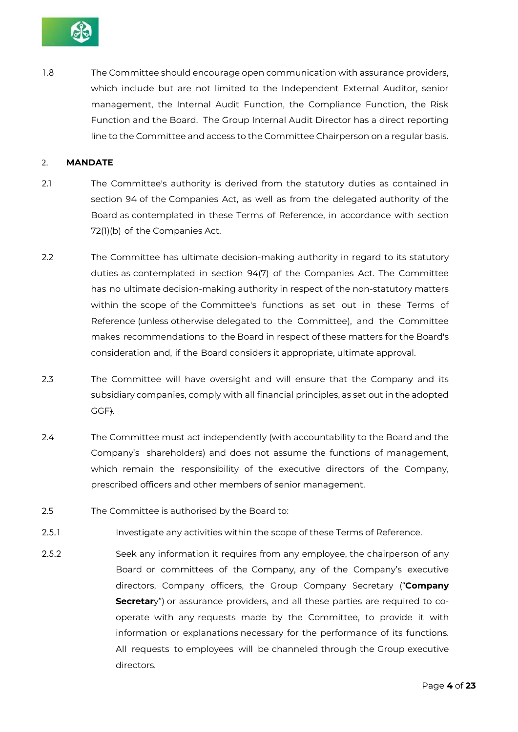1.8 The Committee should encourage open communication with assurance providers, which include but are not limited to the Independent External Auditor, senior management, the Internal Audit Function, the Compliance Function, the Risk Function and the Board. The Group Internal Audit Director has a direct reporting line to the Committee and access to the Committee Chairperson on a regular basis.

## 2. MANDATE

2.1 The Committee's authority is derived from the statutory duties as contained in section 94 of the Companies Act, as well as from the delegated authority of the Board as contemplated in these Terms of Reference, in accordance with section 72(1)(b) of the Companies Act.

2.2 The Committee has ultimate decision-making authority in regard to its statutory duties as contemplated in section 94(7) of the Companies Act. The Committee has no ultimate decision-making authority in respect of the non-statutory matters within the scope of the Committee's functions as set out in these Terms of Reference (unless otherwise delegated to the Committee), and the Committee makes recommendations to the Board in respect of these matters for the Board's consideration and, if the Board considers it appropriate, ultimate approval.

2.3 The Committee will have oversight and will ensure that the Company and its subsidiary companies, comply with all financial principles, as set out in the adopted GGF).

2.4 The Committee must act independently (with accountability to the Board and the Company's shareholders) and does not assume the functions of management, which remain the responsibility of the executive directors of the Company, prescribed officers and other members of senior management.

2.5 The Committee is authorised by the Board to:

2.5.1 Investigate any activities within the scope of these Terms of Reference.

2.5.2 Seek any information it requires from any employee, the chairperson of any Board or committees of the Company, any of the Company's executive directors, Company officers, the Group Company Secretary ("**Company Secretar**y") or assurance providers, and all these parties are required to co-operate with any requests made by the Committee, to provide it with information or explanations necessary for the performance of its functions. All requests to employees will be channeled through the Group executive directors.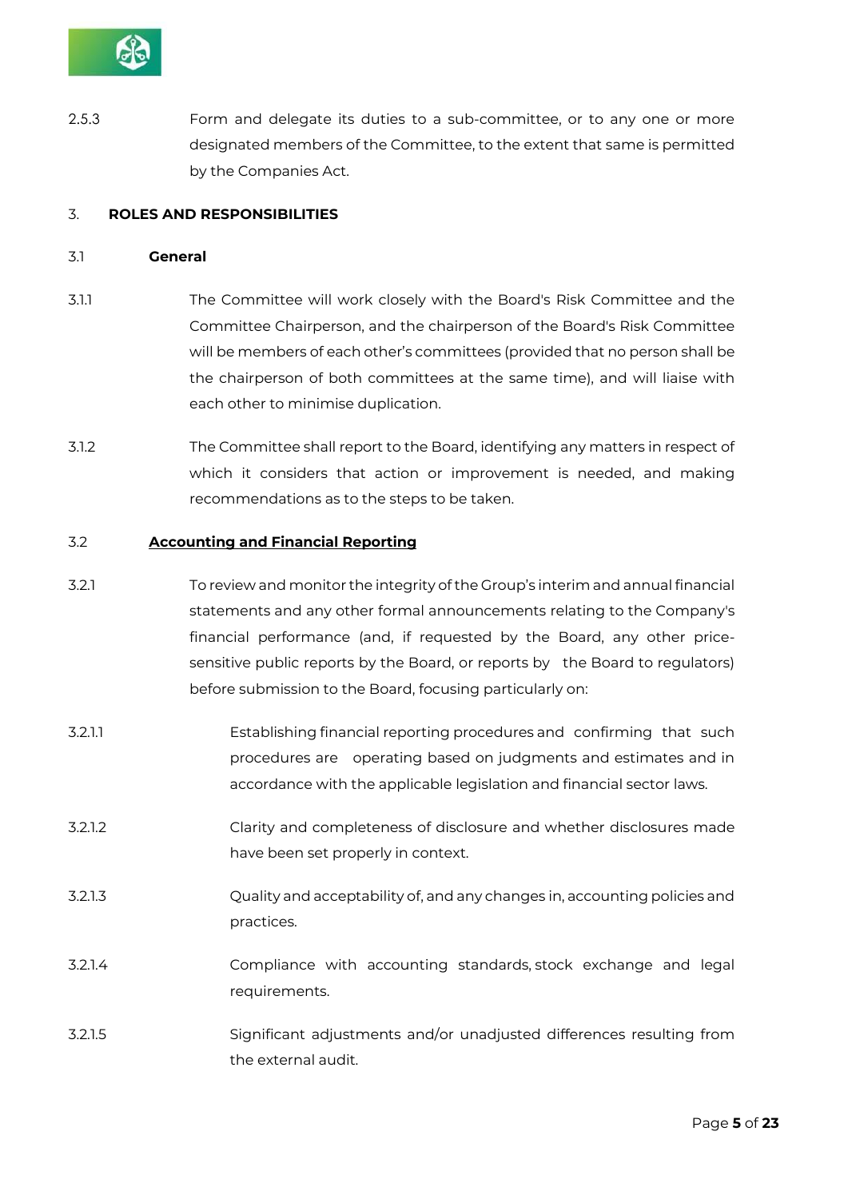2.5.3 Form and delegate its duties to a sub-committee, or to any one or more designated members of the Committee, to the extent that same is permitted by the Companies Act.

## 3. ROLES AND RESPONSIBILITIES

### 3.1 General

3.1.1 The Committee will work closely with the Board's Risk Committee and the Committee Chairperson, and the chairperson of the Board's Risk Committee will be members of each other's committees (provided that no person shall be the chairperson of both committees at the same time), and will liaise with each other to minimise duplication.

3.1.2 The Committee shall report to the Board, identifying any matters in respect of which it considers that action or improvement is needed, and making recommendations as to the steps to be taken.

### 3.2 **Accounting and Financial Reporting**

3.2.1 To review and monitor the integrity of the Group's interim and annual financial statements and any other formal announcements relating to the Company's financial performance (and, if requested by the Board, any other price-sensitive public reports by the Board, or reports by the Board to regulators) before submission to the Board, focusing particularly on:

3.2.1.1 Establishing financial reporting procedures and confirming that such procedures are operating based on judgments and estimates and in accordance with the applicable legislation and financial sector laws.

3.2.1.2 Clarity and completeness of disclosure and whether disclosures made have been set properly in context.

3.2.1.3 Quality and acceptability of, and any changes in, accounting policies and practices.

3.2.1.4 Compliance with accounting standards, stock exchange and legal requirements.

3.2.1.5 Significant adjustments and/or unadjusted differences resulting from the external audit.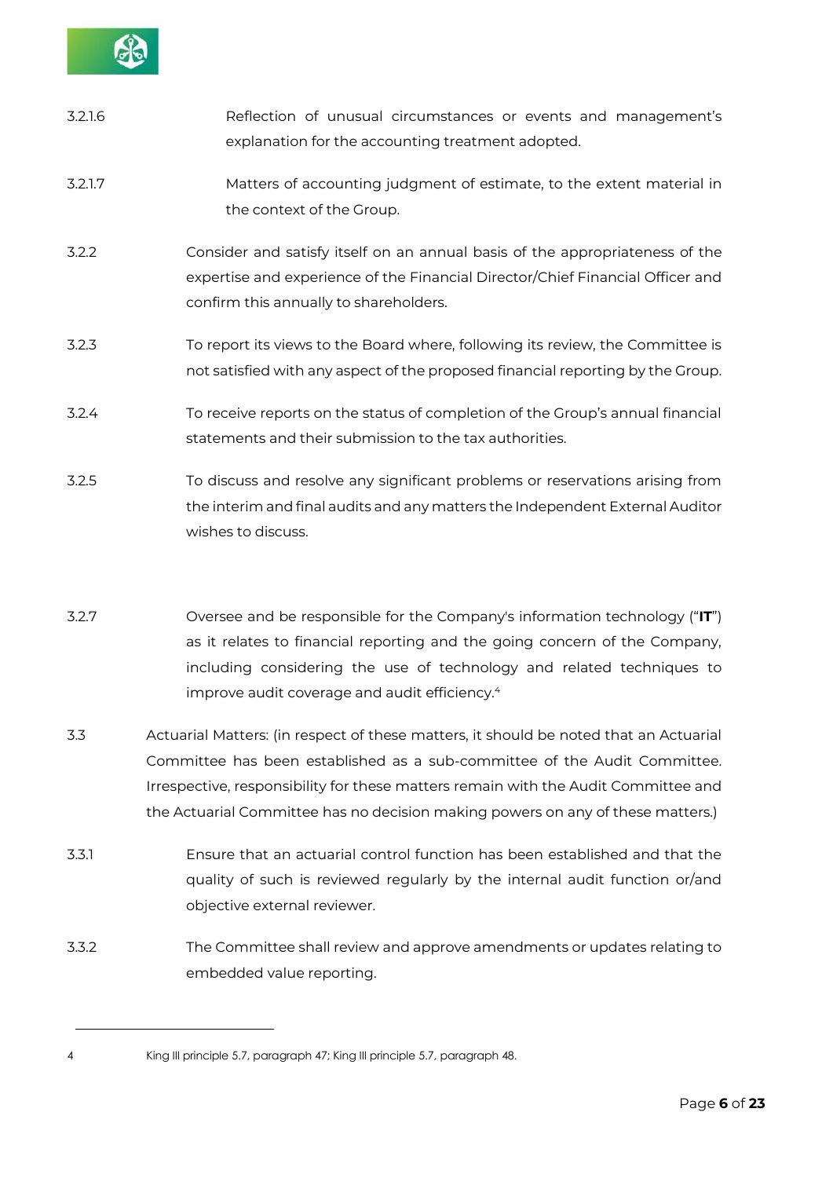3.2.1.6 Reflection of unusual circumstances or events and management's explanation for the accounting treatment adopted.

3.2.1.7 Matters of accounting judgment of estimate, to the extent material in the context of the Group.

3.2.2 Consider and satisfy itself on an annual basis of the appropriateness of the expertise and experience of the Financial Director/Chief Financial Officer and confirm this annually to shareholders.

3.2.3 To report its views to the Board where, following its review, the Committee is not satisfied with any aspect of the proposed financial reporting by the Group.

3.2.4 To receive reports on the status of completion of the Group's annual financial statements and their submission to the tax authorities.

3.2.5 To discuss and resolve any significant problems or reservations arising from the interim and final audits and any matters the Independent External Auditor wishes to discuss.

3.2.7 Oversee and be responsible for the Company's information technology ("**IT**") as it relates to financial reporting and the going concern of the Company, including considering the use of technology and related techniques to improve audit coverage and audit efficiency.[4]

3.3 Actuarial Matters: (in respect of these matters, it should be noted that an Actuarial Committee has been established as a sub-committee of the Audit Committee. Irrespective, responsibility for these matters remain with the Audit Committee and the Actuarial Committee has no decision making powers on any of these matters.)

3.3.1 Ensure that an actuarial control function has been established and that the quality of such is reviewed regularly by the internal audit function or/and objective external reviewer.

3.3.2 The Committee shall review and approve amendments or updates relating to embedded value reporting.

---

4 King III principle 5.7, paragraph 47; King III principle 5.7, paragraph 48.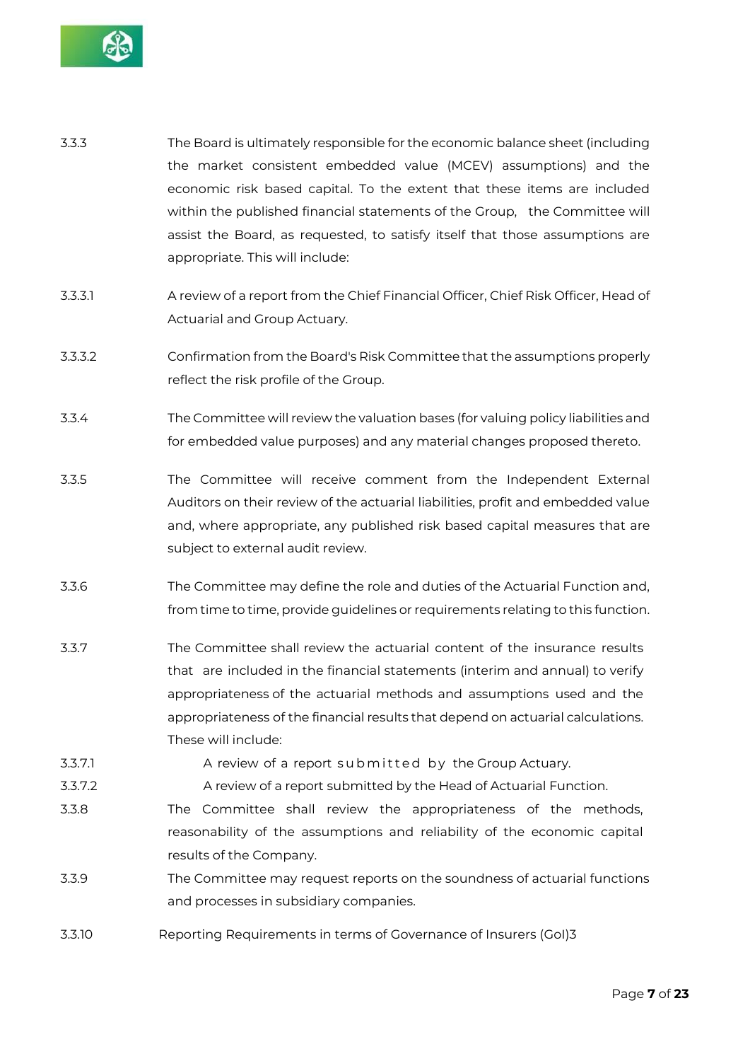3.3.3 The Board is ultimately responsible for the economic balance sheet (including the market consistent embedded value (MCEV) assumptions) and the economic risk based capital. To the extent that these items are included within the published financial statements of the Group, the Committee will assist the Board, as requested, to satisfy itself that those assumptions are appropriate. This will include:

3.3.3.1 A review of a report from the Chief Financial Officer, Chief Risk Officer, Head of Actuarial and Group Actuary.

3.3.3.2 Confirmation from the Board's Risk Committee that the assumptions properly reflect the risk profile of the Group.

3.3.4 The Committee will review the valuation bases (for valuing policy liabilities and for embedded value purposes) and any material changes proposed thereto.

3.3.5 The Committee will receive comment from the Independent External Auditors on their review of the actuarial liabilities, profit and embedded value and, where appropriate, any published risk based capital measures that are subject to external audit review.

3.3.6 The Committee may define the role and duties of the Actuarial Function and, from time to time, provide guidelines or requirements relating to this function.

3.3.7 The Committee shall review the actuarial content of the insurance results that are included in the financial statements (interim and annual) to verify appropriateness of the actuarial methods and assumptions used and the appropriateness of the financial results that depend on actuarial calculations. These will include:

3.3.7.1 A review of a report submitted by the Group Actuary.

3.3.7.2 A review of a report submitted by the Head of Actuarial Function.

3.3.8 The Committee shall review the appropriateness of the methods, reasonability of the assumptions and reliability of the economic capital results of the Company.

3.3.9 The Committee may request reports on the soundness of actuarial functions and processes in subsidiary companies.

3.3.10 Reporting Requirements in terms of Governance of Insurers (GoI)3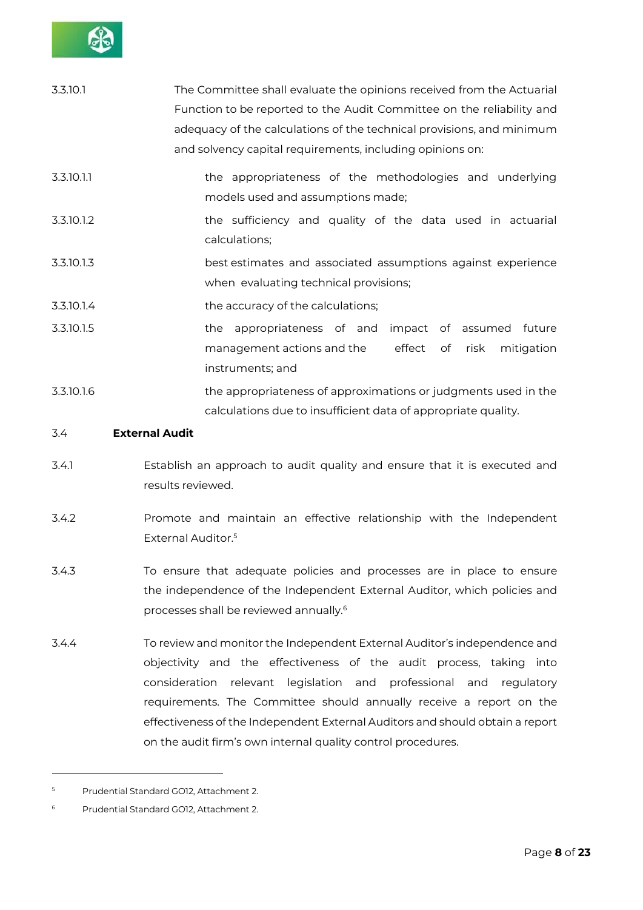3.3.10.1 The Committee shall evaluate the opinions received from the Actuarial Function to be reported to the Audit Committee on the reliability and adequacy of the calculations of the technical provisions, and minimum and solvency capital requirements, including opinions on:

3.3.10.1.1 the appropriateness of the methodologies and underlying models used and assumptions made;

3.3.10.1.2 the sufficiency and quality of the data used in actuarial calculations;

3.3.10.1.3 best estimates and associated assumptions against experience when evaluating technical provisions;

3.3.10.1.4 the accuracy of the calculations;

3.3.10.1.5 the appropriateness of and impact of assumed future management actions and the effect of risk mitigation instruments; and

3.3.10.1.6 the appropriateness of approximations or judgments used in the calculations due to insufficient data of appropriate quality.

3.4 **External Audit**

3.4.1 Establish an approach to audit quality and ensure that it is executed and results reviewed.

3.4.2 Promote and maintain an effective relationship with the Independent External Auditor.[5]

3.4.3 To ensure that adequate policies and processes are in place to ensure the independence of the Independent External Auditor, which policies and processes shall be reviewed annually.[6]

3.4.4 To review and monitor the Independent External Auditor's independence and objectivity and the effectiveness of the audit process, taking into consideration relevant legislation and professional and regulatory requirements. The Committee should annually receive a report on the effectiveness of the Independent External Auditors and should obtain a report on the audit firm's own internal quality control procedures.

---

[5] Prudential Standard GOI2, Attachment 2.

[6] Prudential Standard GOI2, Attachment 2.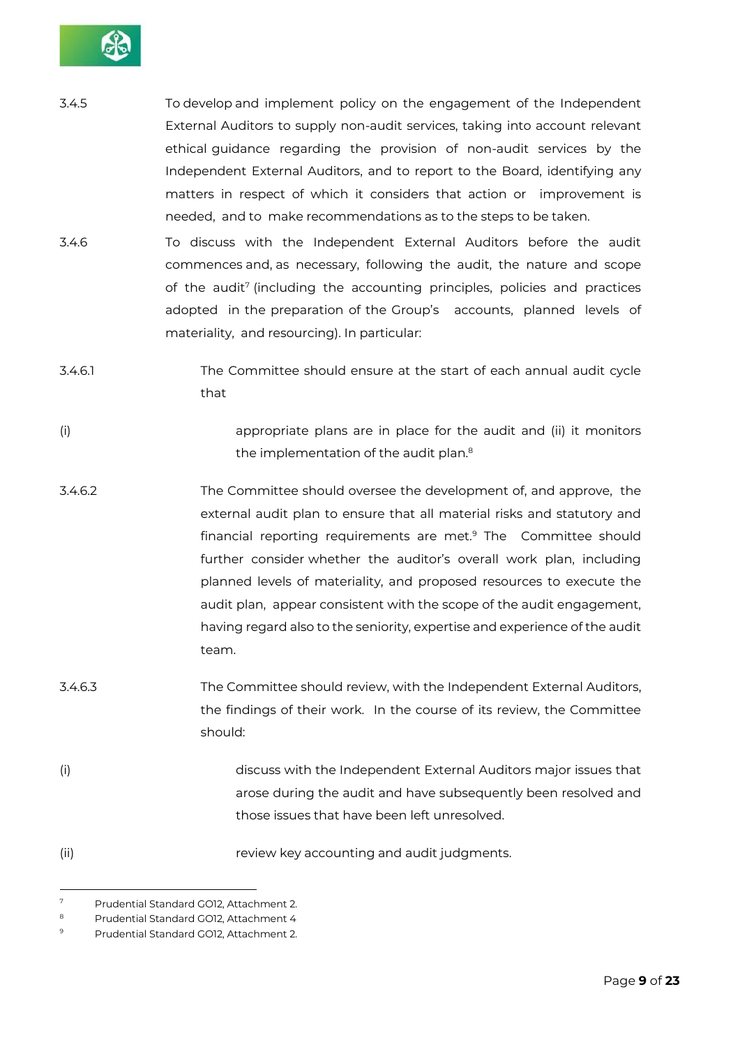3.4.5 To develop and implement policy on the engagement of the Independent External Auditors to supply non-audit services, taking into account relevant ethical guidance regarding the provision of non-audit services by the Independent External Auditors, and to report to the Board, identifying any matters in respect of which it considers that action or improvement is needed, and to make recommendations as to the steps to be taken.

3.4.6 To discuss with the Independent External Auditors before the audit commences and, as necessary, following the audit, the nature and scope of the audit[7] (including the accounting principles, policies and practices adopted in the preparation of the Group's accounts, planned levels of materiality, and resourcing). In particular:

3.4.6.1 The Committee should ensure at the start of each annual audit cycle that

(i) appropriate plans are in place for the audit and (ii) it monitors the implementation of the audit plan.[8]

3.4.6.2 The Committee should oversee the development of, and approve, the external audit plan to ensure that all material risks and statutory and financial reporting requirements are met.[9] The Committee should further consider whether the auditor's overall work plan, including planned levels of materiality, and proposed resources to execute the audit plan, appear consistent with the scope of the audit engagement, having regard also to the seniority, expertise and experience of the audit team.

3.4.6.3 The Committee should review, with the Independent External Auditors, the findings of their work. In the course of its review, the Committee should:

(i) discuss with the Independent External Auditors major issues that arose during the audit and have subsequently been resolved and those issues that have been left unresolved.

(ii) review key accounting and audit judgments.

---

[7] Prudential Standard GO12, Attachment 2.

[8] Prudential Standard GO12, Attachment 4

[9] Prudential Standard GO12, Attachment 2.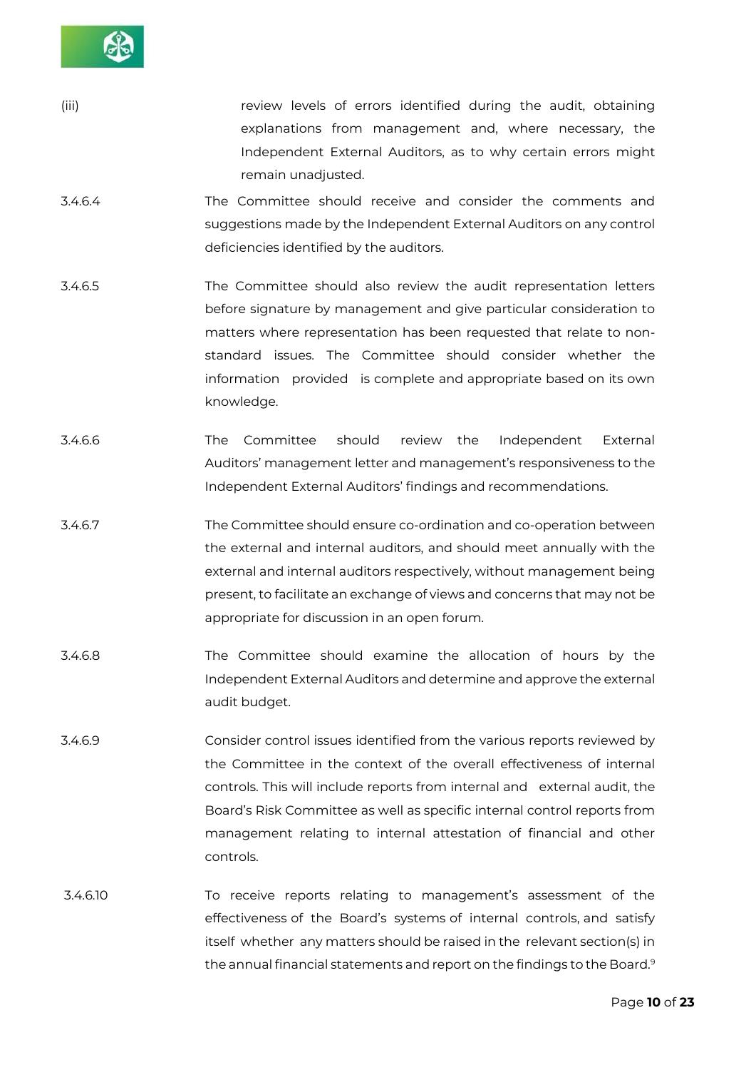(iii) review levels of errors identified during the audit, obtaining explanations from management and, where necessary, the Independent External Auditors, as to why certain errors might remain unadjusted.

3.4.6.4 The Committee should receive and consider the comments and suggestions made by the Independent External Auditors on any control deficiencies identified by the auditors.

3.4.6.5 The Committee should also review the audit representation letters before signature by management and give particular consideration to matters where representation has been requested that relate to non-standard issues. The Committee should consider whether the information provided is complete and appropriate based on its own knowledge.

3.4.6.6 The Committee should review the Independent External Auditors' management letter and management's responsiveness to the Independent External Auditors' findings and recommendations.

3.4.6.7 The Committee should ensure co-ordination and co-operation between the external and internal auditors, and should meet annually with the external and internal auditors respectively, without management being present, to facilitate an exchange of views and concerns that may not be appropriate for discussion in an open forum.

3.4.6.8 The Committee should examine the allocation of hours by the Independent External Auditors and determine and approve the external audit budget.

3.4.6.9 Consider control issues identified from the various reports reviewed by the Committee in the context of the overall effectiveness of internal controls. This will include reports from internal and external audit, the Board's Risk Committee as well as specific internal control reports from management relating to internal attestation of financial and other controls.

3.4.6.10 To receive reports relating to management's assessment of the effectiveness of the Board's systems of internal controls, and satisfy itself whether any matters should be raised in the relevant section(s) in the annual financial statements and report on the findings to the Board.[9]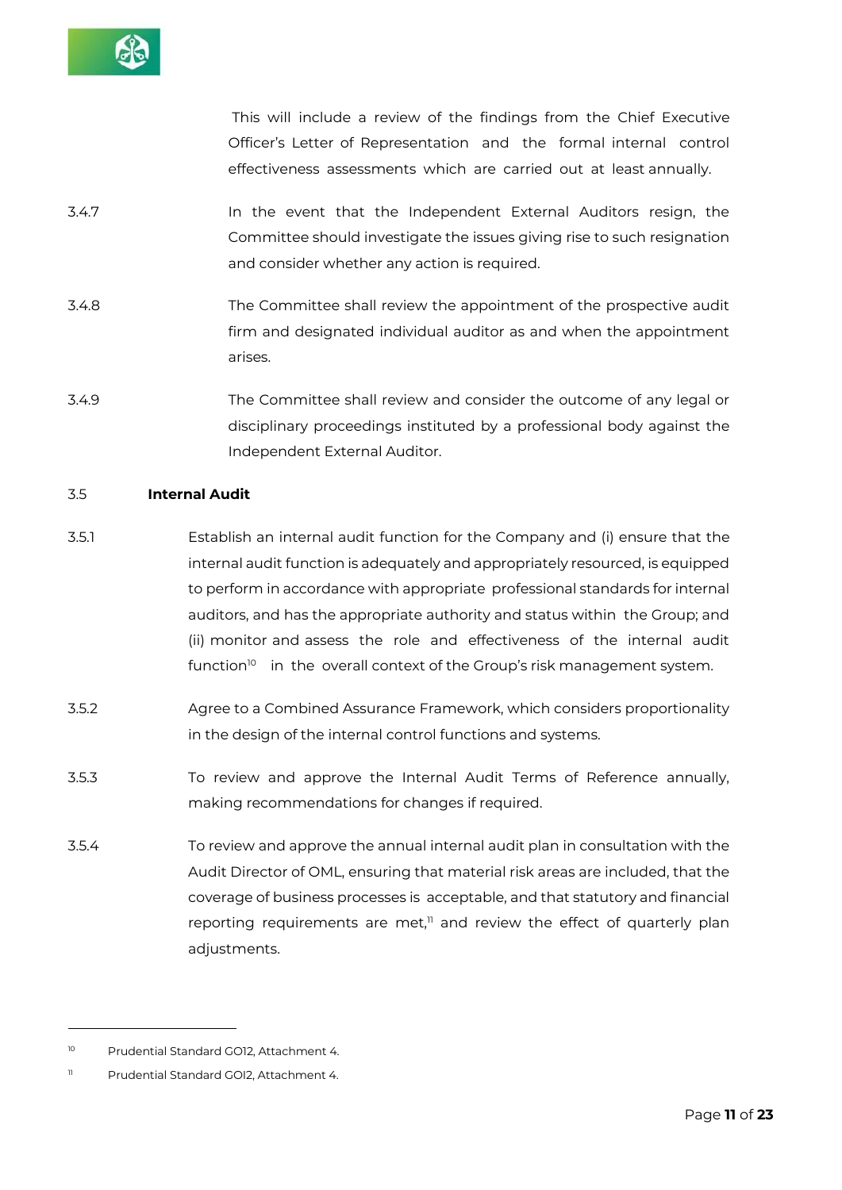This will include a review of the findings from the Chief Executive Officer's Letter of Representation and the formal internal control effectiveness assessments which are carried out at least annually.

3.4.7 In the event that the Independent External Auditors resign, the Committee should investigate the issues giving rise to such resignation and consider whether any action is required.

3.4.8 The Committee shall review the appointment of the prospective audit firm and designated individual auditor as and when the appointment arises.

3.4.9 The Committee shall review and consider the outcome of any legal or disciplinary proceedings instituted by a professional body against the Independent External Auditor.

3.5 **Internal Audit**

3.5.1 Establish an internal audit function for the Company and (i) ensure that the internal audit function is adequately and appropriately resourced, is equipped to perform in accordance with appropriate professional standards for internal auditors, and has the appropriate authority and status within the Group; and (ii) monitor and assess the role and effectiveness of the internal audit function[10] in the overall context of the Group's risk management system.

3.5.2 Agree to a Combined Assurance Framework, which considers proportionality in the design of the internal control functions and systems.

3.5.3 To review and approve the Internal Audit Terms of Reference annually, making recommendations for changes if required.

3.5.4 To review and approve the annual internal audit plan in consultation with the Audit Director of OML, ensuring that material risk areas are included, that the coverage of business processes is acceptable, and that statutory and financial reporting requirements are met,[11] and review the effect of quarterly plan adjustments.

---

[10] Prudential Standard GO12, Attachment 4.

[11] Prudential Standard GOI2, Attachment 4.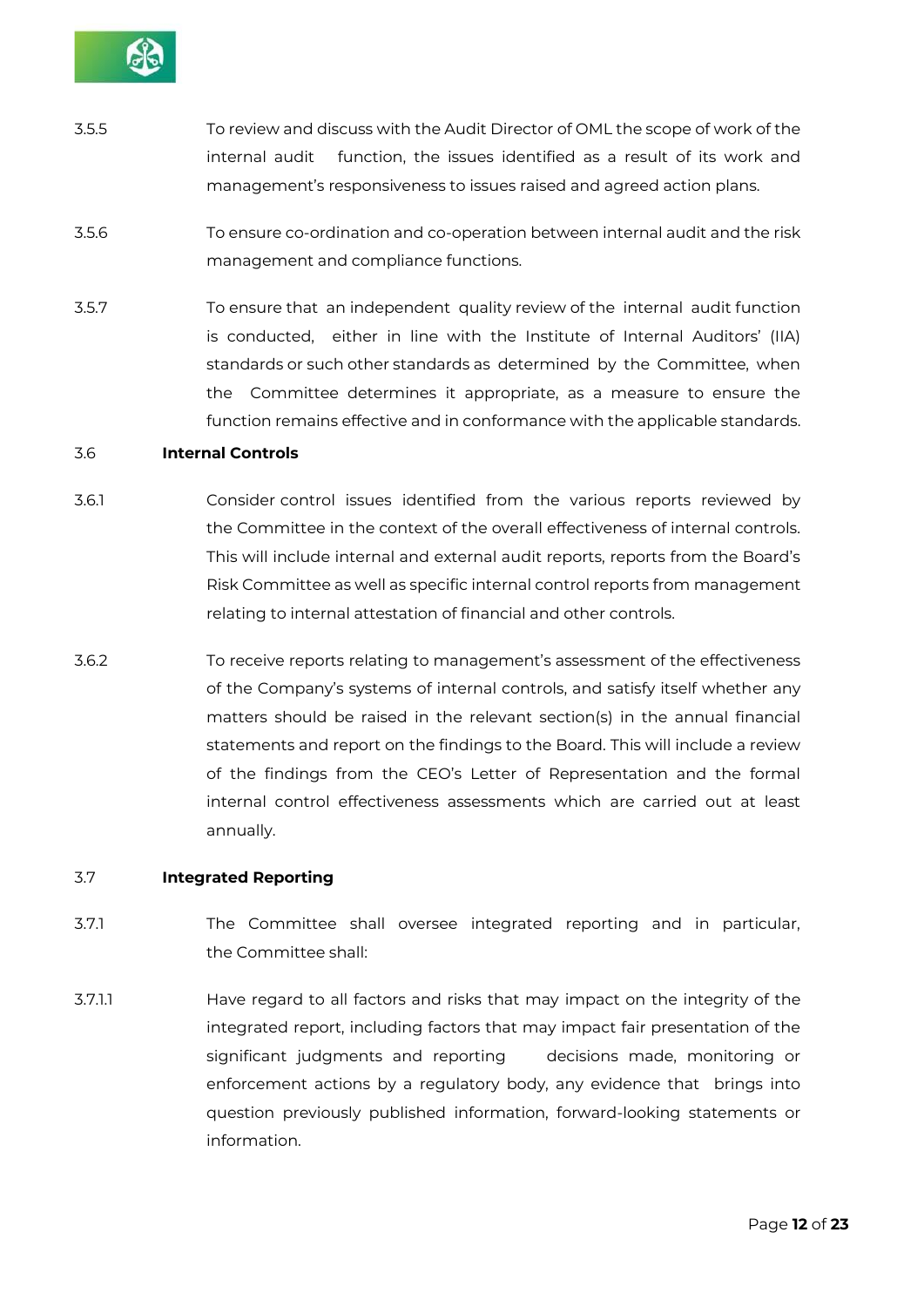3.5.5 To review and discuss with the Audit Director of OML the scope of work of the internal audit function, the issues identified as a result of its work and management's responsiveness to issues raised and agreed action plans.

3.5.6 To ensure co-ordination and co-operation between internal audit and the risk management and compliance functions.

3.5.7 To ensure that an independent quality review of the internal audit function is conducted, either in line with the Institute of Internal Auditors' (IIA) standards or such other standards as determined by the Committee, when the Committee determines it appropriate, as a measure to ensure the function remains effective and in conformance with the applicable standards.

### 3.6 **Internal Controls**

3.6.1 Consider control issues identified from the various reports reviewed by the Committee in the context of the overall effectiveness of internal controls. This will include internal and external audit reports, reports from the Board's Risk Committee as well as specific internal control reports from management relating to internal attestation of financial and other controls.

3.6.2 To receive reports relating to management's assessment of the effectiveness of the Company's systems of internal controls, and satisfy itself whether any matters should be raised in the relevant section(s) in the annual financial statements and report on the findings to the Board. This will include a review of the findings from the CEO's Letter of Representation and the formal internal control effectiveness assessments which are carried out at least annually.

### 3.7 **Integrated Reporting**

3.7.1 The Committee shall oversee integrated reporting and in particular, the Committee shall:

3.7.1.1 Have regard to all factors and risks that may impact on the integrity of the integrated report, including factors that may impact fair presentation of the significant judgments and reporting decisions made, monitoring or enforcement actions by a regulatory body, any evidence that brings into question previously published information, forward-looking statements or information.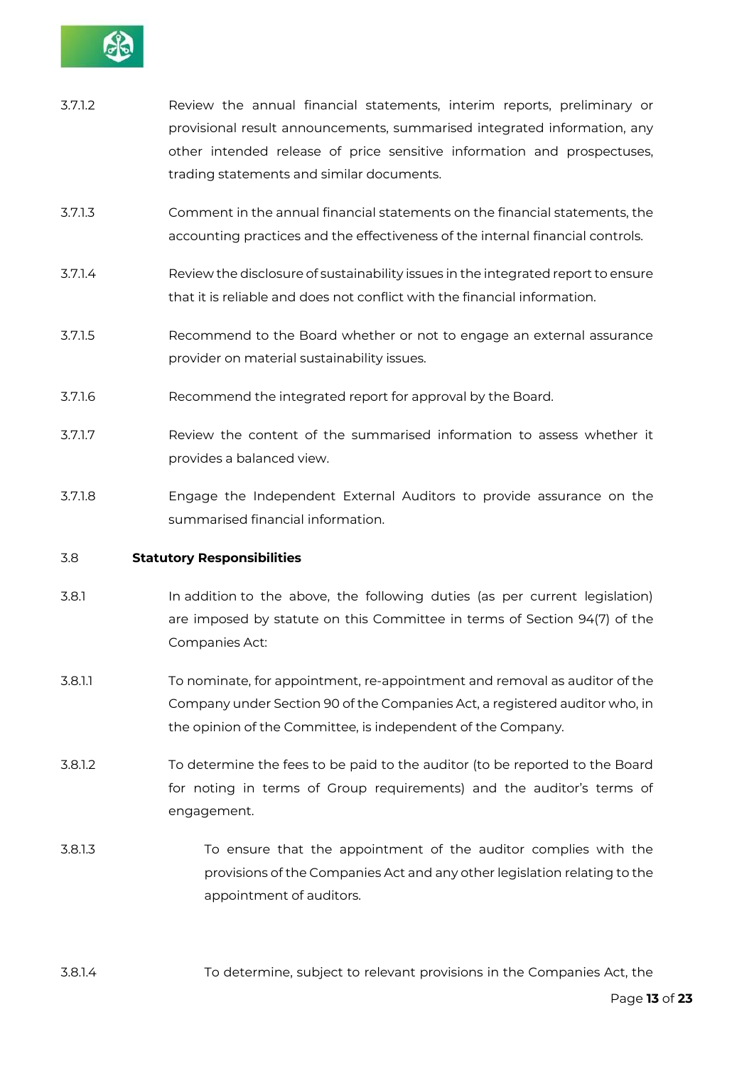3.7.1.2 Review the annual financial statements, interim reports, preliminary or provisional result announcements, summarised integrated information, any other intended release of price sensitive information and prospectuses, trading statements and similar documents.

3.7.1.3 Comment in the annual financial statements on the financial statements, the accounting practices and the effectiveness of the internal financial controls.

3.7.1.4 Review the disclosure of sustainability issues in the integrated report to ensure that it is reliable and does not conflict with the financial information.

3.7.1.5 Recommend to the Board whether or not to engage an external assurance provider on material sustainability issues.

3.7.1.6 Recommend the integrated report for approval by the Board.

3.7.1.7 Review the content of the summarised information to assess whether it provides a balanced view.

3.7.1.8 Engage the Independent External Auditors to provide assurance on the summarised financial information.

### 3.8 **Statutory Responsibilities**

3.8.1 In addition to the above, the following duties (as per current legislation) are imposed by statute on this Committee in terms of Section 94(7) of the Companies Act:

3.8.1.1 To nominate, for appointment, re-appointment and removal as auditor of the Company under Section 90 of the Companies Act, a registered auditor who, in the opinion of the Committee, is independent of the Company.

3.8.1.2 To determine the fees to be paid to the auditor (to be reported to the Board for noting in terms of Group requirements) and the auditor's terms of engagement.

3.8.1.3 To ensure that the appointment of the auditor complies with the provisions of the Companies Act and any other legislation relating to the appointment of auditors.

3.8.1.4 To determine, subject to relevant provisions in the Companies Act, the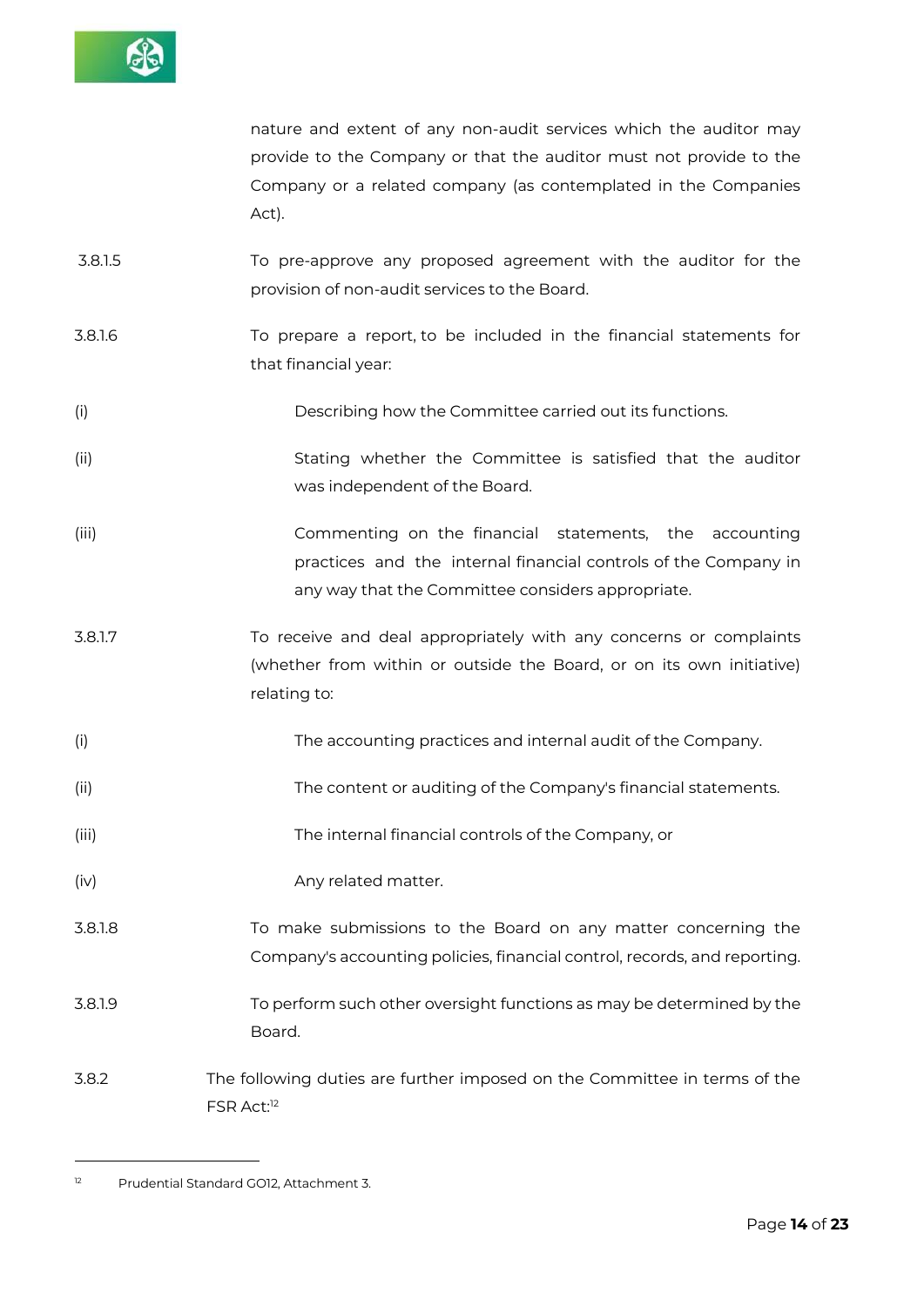nature and extent of any non-audit services which the auditor may provide to the Company or that the auditor must not provide to the Company or a related company (as contemplated in the Companies Act).

3.8.1.5 To pre-approve any proposed agreement with the auditor for the provision of non-audit services to the Board.

3.8.1.6 To prepare a report, to be included in the financial statements for that financial year:

(i) Describing how the Committee carried out its functions.

(ii) Stating whether the Committee is satisfied that the auditor was independent of the Board.

(iii) Commenting on the financial statements, the accounting practices and the internal financial controls of the Company in any way that the Committee considers appropriate.

3.8.1.7 To receive and deal appropriately with any concerns or complaints (whether from within or outside the Board, or on its own initiative) relating to:

(i) The accounting practices and internal audit of the Company.

(ii) The content or auditing of the Company's financial statements.

(iii) The internal financial controls of the Company, or

(iv) Any related matter.

3.8.1.8 To make submissions to the Board on any matter concerning the Company's accounting policies, financial control, records, and reporting.

3.8.1.9 To perform such other oversight functions as may be determined by the Board.

3.8.2 The following duties are further imposed on the Committee in terms of the FSR Act:[12]

---

[12] Prudential Standard GO12, Attachment 3.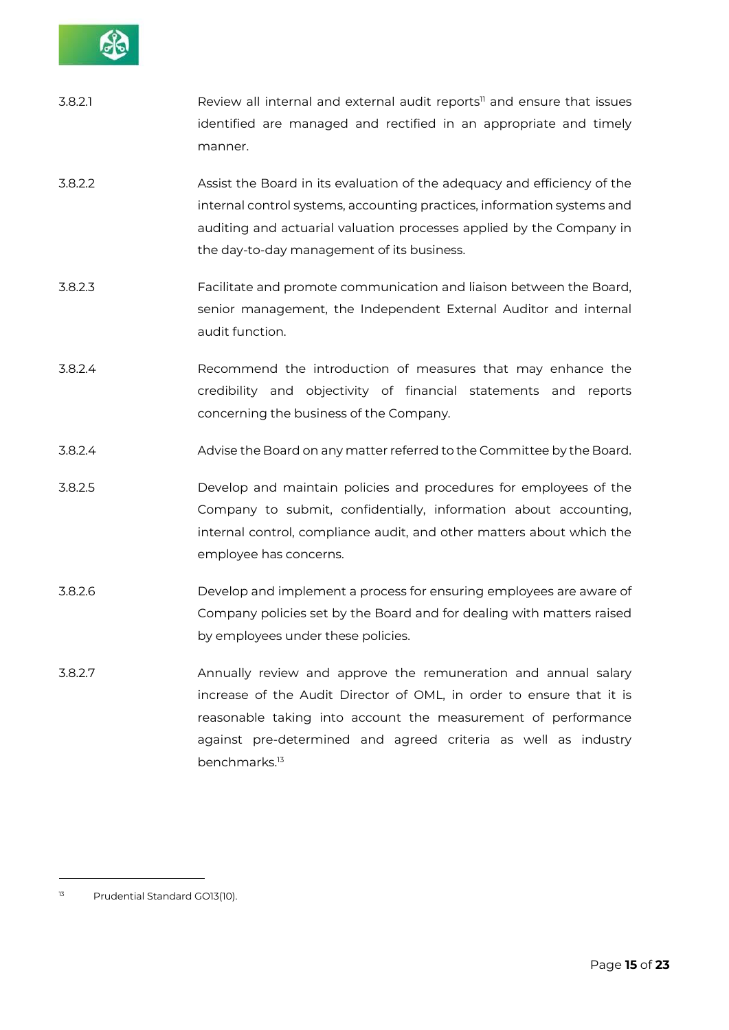3.8.2.1 Review all internal and external audit reports[11] and ensure that issues identified are managed and rectified in an appropriate and timely manner.

3.8.2.2 Assist the Board in its evaluation of the adequacy and efficiency of the internal control systems, accounting practices, information systems and auditing and actuarial valuation processes applied by the Company in the day-to-day management of its business.

3.8.2.3 Facilitate and promote communication and liaison between the Board, senior management, the Independent External Auditor and internal audit function.

3.8.2.4 Recommend the introduction of measures that may enhance the credibility and objectivity of financial statements and reports concerning the business of the Company.

3.8.2.4 Advise the Board on any matter referred to the Committee by the Board.

3.8.2.5 Develop and maintain policies and procedures for employees of the Company to submit, confidentially, information about accounting, internal control, compliance audit, and other matters about which the employee has concerns.

3.8.2.6 Develop and implement a process for ensuring employees are aware of Company policies set by the Board and for dealing with matters raised by employees under these policies.

3.8.2.7 Annually review and approve the remuneration and annual salary increase of the Audit Director of OML, in order to ensure that it is reasonable taking into account the measurement of performance against pre-determined and agreed criteria as well as industry benchmarks.[13]

---

[13] Prudential Standard GO13(10).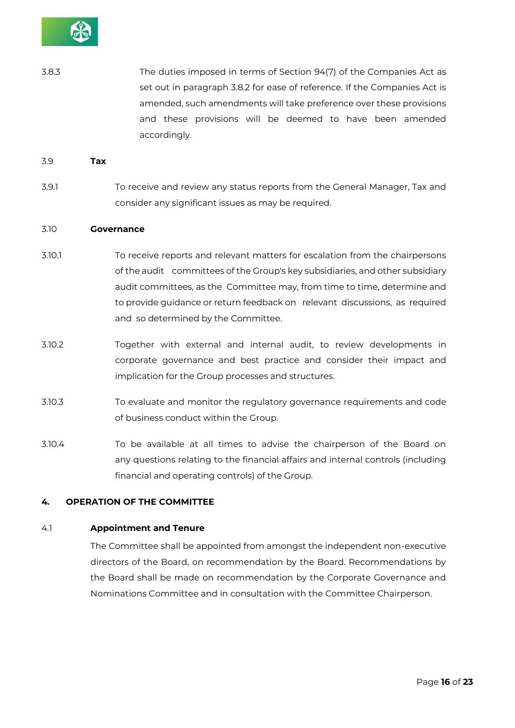3.8.3 The duties imposed in terms of Section 94(7) of the Companies Act as set out in paragraph 3.8.2 for ease of reference. If the Companies Act is amended, such amendments will take preference over these provisions and these provisions will be deemed to have been amended accordingly.

3.9 **Tax**

3.9.1 To receive and review any status reports from the General Manager, Tax and consider any significant issues as may be required.

3.10 **Governance**

3.10.1 To receive reports and relevant matters for escalation from the chairpersons of the audit committees of the Group's key subsidiaries, and other subsidiary audit committees, as the Committee may, from time to time, determine and to provide guidance or return feedback on relevant discussions, as required and so determined by the Committee.

3.10.2 Together with external and internal audit, to review developments in corporate governance and best practice and consider their impact and implication for the Group processes and structures.

3.10.3 To evaluate and monitor the regulatory governance requirements and code of business conduct within the Group.

3.10.4 To be available at all times to advise the chairperson of the Board on any questions relating to the financial affairs and internal controls (including financial and operating controls) of the Group.

## 4. OPERATION OF THE COMMITTEE

4.1 **Appointment and Tenure**

The Committee shall be appointed from amongst the independent non-executive directors of the Board, on recommendation by the Board. Recommendations by the Board shall be made on recommendation by the Corporate Governance and Nominations Committee and in consultation with the Committee Chairperson.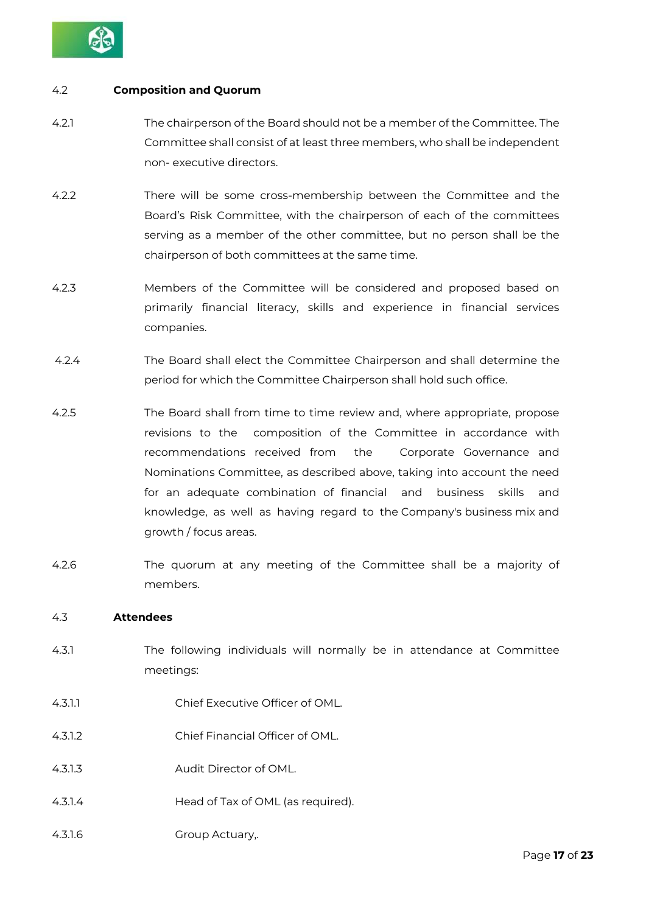4.2 **Composition and Quorum**

4.2.1 The chairperson of the Board should not be a member of the Committee. The Committee shall consist of at least three members, who shall be independent non- executive directors.

4.2.2 There will be some cross-membership between the Committee and the Board's Risk Committee, with the chairperson of each of the committees serving as a member of the other committee, but no person shall be the chairperson of both committees at the same time.

4.2.3 Members of the Committee will be considered and proposed based on primarily financial literacy, skills and experience in financial services companies.

4.2.4 The Board shall elect the Committee Chairperson and shall determine the period for which the Committee Chairperson shall hold such office.

4.2.5 The Board shall from time to time review and, where appropriate, propose revisions to the composition of the Committee in accordance with recommendations received from the Corporate Governance and Nominations Committee, as described above, taking into account the need for an adequate combination of financial and business skills and knowledge, as well as having regard to the Company's business mix and growth / focus areas.

4.2.6 The quorum at any meeting of the Committee shall be a majority of members.

4.3 **Attendees**

4.3.1 The following individuals will normally be in attendance at Committee meetings:

4.3.1.1 Chief Executive Officer of OML.

4.3.1.2 Chief Financial Officer of OML.

4.3.1.3 Audit Director of OML.

4.3.1.4 Head of Tax of OML (as required).

4.3.1.6 Group Actuary,.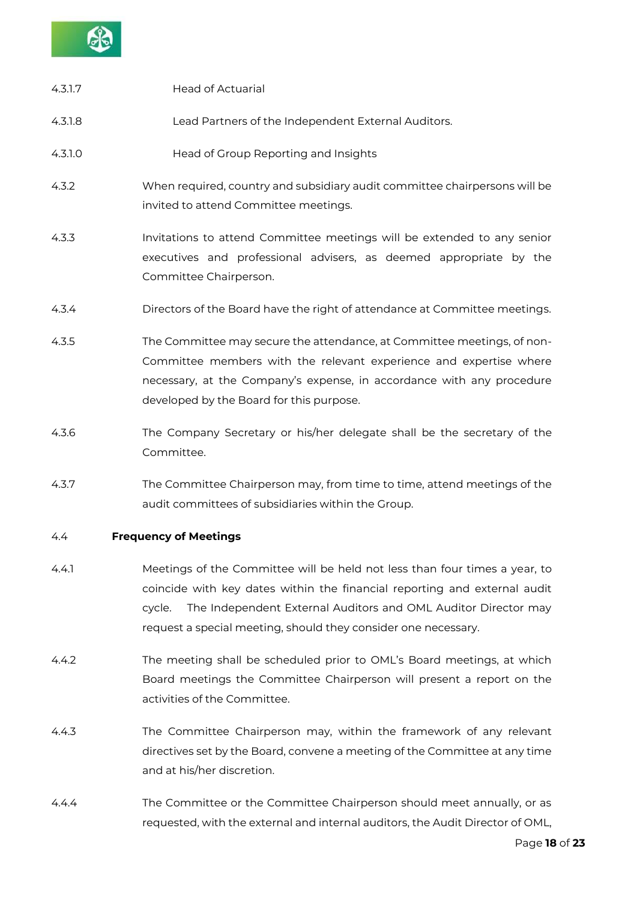4.3.1.7 Head of Actuarial

4.3.1.8 Lead Partners of the Independent External Auditors.

4.3.1.0 Head of Group Reporting and Insights

4.3.2 When required, country and subsidiary audit committee chairpersons will be invited to attend Committee meetings.

4.3.3 Invitations to attend Committee meetings will be extended to any senior executives and professional advisers, as deemed appropriate by the Committee Chairperson.

4.3.4 Directors of the Board have the right of attendance at Committee meetings.

4.3.5 The Committee may secure the attendance, at Committee meetings, of non-Committee members with the relevant experience and expertise where necessary, at the Company's expense, in accordance with any procedure developed by the Board for this purpose.

4.3.6 The Company Secretary or his/her delegate shall be the secretary of the Committee.

4.3.7 The Committee Chairperson may, from time to time, attend meetings of the audit committees of subsidiaries within the Group.

4.4 **Frequency of Meetings**

4.4.1 Meetings of the Committee will be held not less than four times a year, to coincide with key dates within the financial reporting and external audit cycle. The Independent External Auditors and OML Auditor Director may request a special meeting, should they consider one necessary.

4.4.2 The meeting shall be scheduled prior to OML's Board meetings, at which Board meetings the Committee Chairperson will present a report on the activities of the Committee.

4.4.3 The Committee Chairperson may, within the framework of any relevant directives set by the Board, convene a meeting of the Committee at any time and at his/her discretion.

4.4.4 The Committee or the Committee Chairperson should meet annually, or as requested, with the external and internal auditors, the Audit Director of OML,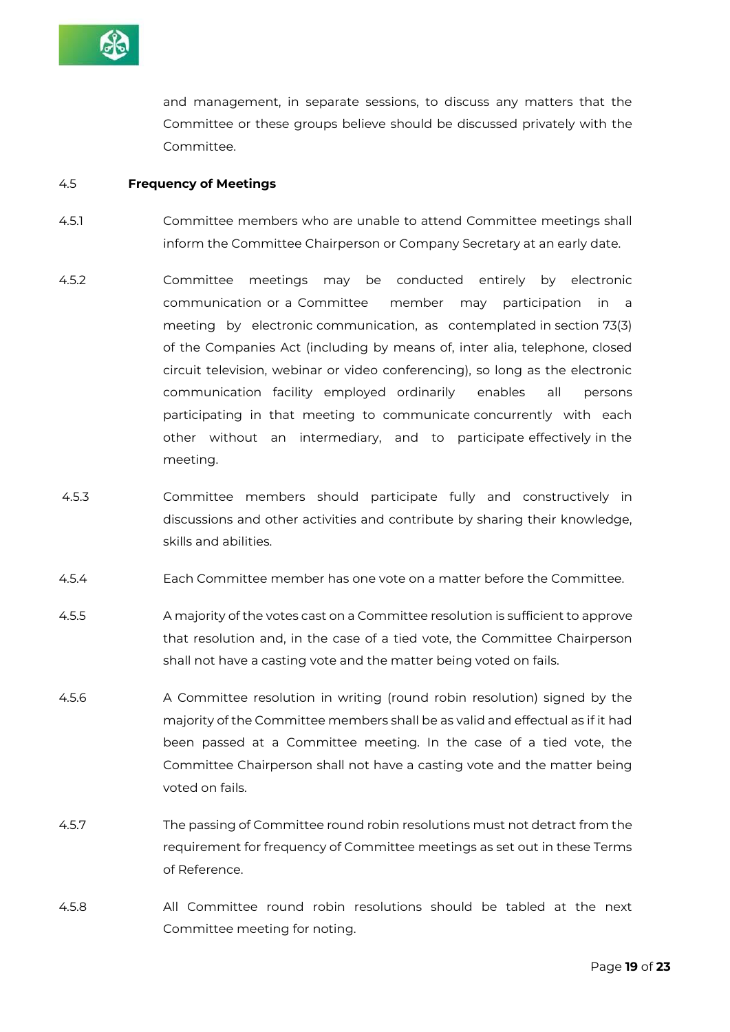and management, in separate sessions, to discuss any matters that the Committee or these groups believe should be discussed privately with the Committee.

4.5 **Frequency of Meetings**

4.5.1 Committee members who are unable to attend Committee meetings shall inform the Committee Chairperson or Company Secretary at an early date.

4.5.2 Committee meetings may be conducted entirely by electronic communication or a Committee member may participation in a meeting by electronic communication, as contemplated in section 73(3) of the Companies Act (including by means of, inter alia, telephone, closed circuit television, webinar or video conferencing), so long as the electronic communication facility employed ordinarily enables all persons participating in that meeting to communicate concurrently with each other without an intermediary, and to participate effectively in the meeting.

4.5.3 Committee members should participate fully and constructively in discussions and other activities and contribute by sharing their knowledge, skills and abilities.

4.5.4 Each Committee member has one vote on a matter before the Committee.

4.5.5 A majority of the votes cast on a Committee resolution is sufficient to approve that resolution and, in the case of a tied vote, the Committee Chairperson shall not have a casting vote and the matter being voted on fails.

4.5.6 A Committee resolution in writing (round robin resolution) signed by the majority of the Committee members shall be as valid and effectual as if it had been passed at a Committee meeting. In the case of a tied vote, the Committee Chairperson shall not have a casting vote and the matter being voted on fails.

4.5.7 The passing of Committee round robin resolutions must not detract from the requirement for frequency of Committee meetings as set out in these Terms of Reference.

4.5.8 All Committee round robin resolutions should be tabled at the next Committee meeting for noting.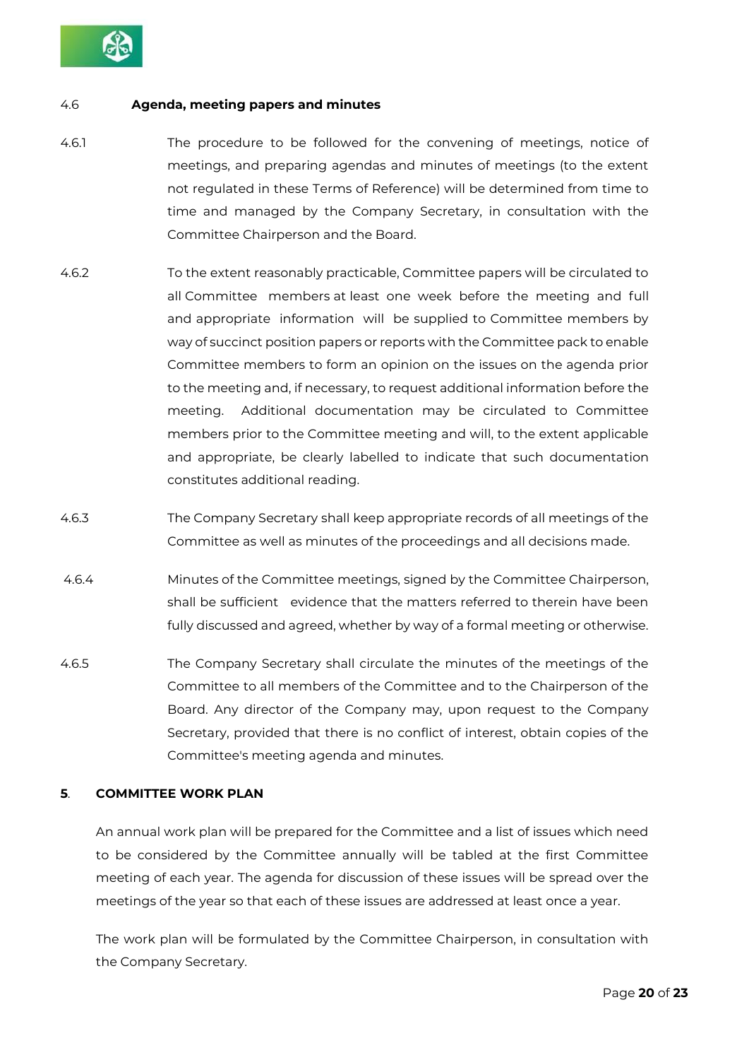### 4.6 Agenda, meeting papers and minutes

4.6.1 The procedure to be followed for the convening of meetings, notice of meetings, and preparing agendas and minutes of meetings (to the extent not regulated in these Terms of Reference) will be determined from time to time and managed by the Company Secretary, in consultation with the Committee Chairperson and the Board.

4.6.2 To the extent reasonably practicable, Committee papers will be circulated to all Committee members at least one week before the meeting and full and appropriate information will be supplied to Committee members by way of succinct position papers or reports with the Committee pack to enable Committee members to form an opinion on the issues on the agenda prior to the meeting and, if necessary, to request additional information before the meeting. Additional documentation may be circulated to Committee members prior to the Committee meeting and will, to the extent applicable and appropriate, be clearly labelled to indicate that such documentation constitutes additional reading.

4.6.3 The Company Secretary shall keep appropriate records of all meetings of the Committee as well as minutes of the proceedings and all decisions made.

4.6.4 Minutes of the Committee meetings, signed by the Committee Chairperson, shall be sufficient evidence that the matters referred to therein have been fully discussed and agreed, whether by way of a formal meeting or otherwise.

4.6.5 The Company Secretary shall circulate the minutes of the meetings of the Committee to all members of the Committee and to the Chairperson of the Board. Any director of the Company may, upon request to the Company Secretary, provided that there is no conflict of interest, obtain copies of the Committee's meeting agenda and minutes.

## 5. COMMITTEE WORK PLAN

An annual work plan will be prepared for the Committee and a list of issues which need to be considered by the Committee annually will be tabled at the first Committee meeting of each year. The agenda for discussion of these issues will be spread over the meetings of the year so that each of these issues are addressed at least once a year.

The work plan will be formulated by the Committee Chairperson, in consultation with the Company Secretary.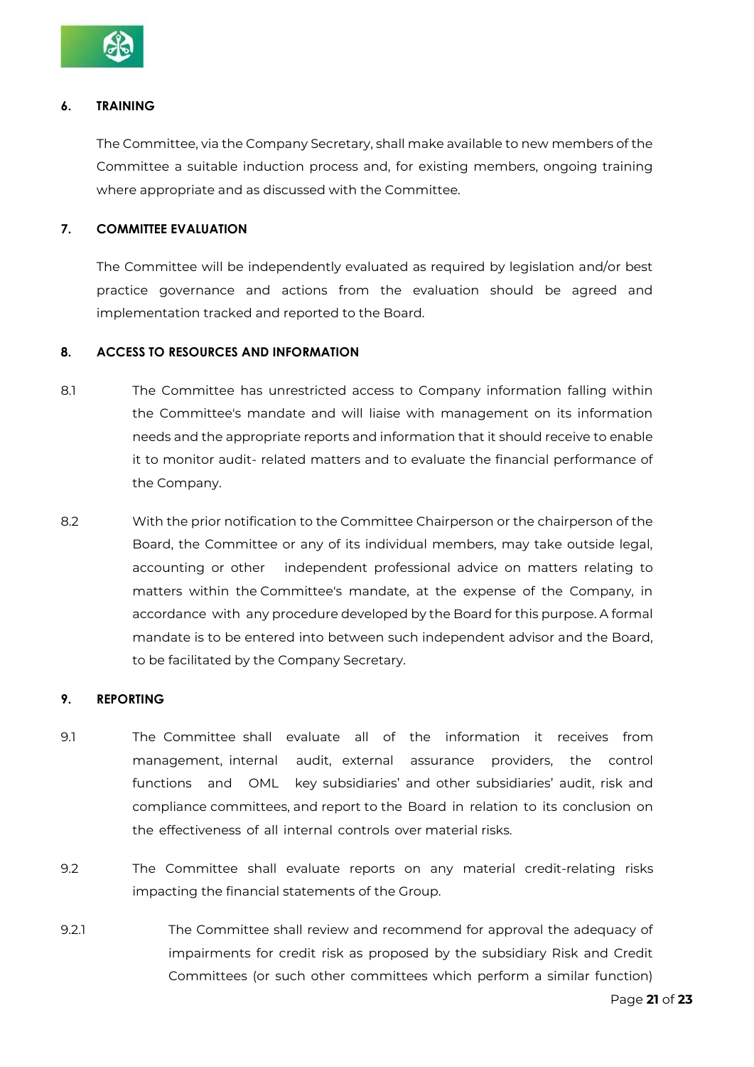## 6. TRAINING

The Committee, via the Company Secretary, shall make available to new members of the Committee a suitable induction process and, for existing members, ongoing training where appropriate and as discussed with the Committee.

## 7. COMMITTEE EVALUATION

The Committee will be independently evaluated as required by legislation and/or best practice governance and actions from the evaluation should be agreed and implementation tracked and reported to the Board.

## 8. ACCESS TO RESOURCES AND INFORMATION

8.1 The Committee has unrestricted access to Company information falling within the Committee's mandate and will liaise with management on its information needs and the appropriate reports and information that it should receive to enable it to monitor audit- related matters and to evaluate the financial performance of the Company.

8.2 With the prior notification to the Committee Chairperson or the chairperson of the Board, the Committee or any of its individual members, may take outside legal, accounting or other independent professional advice on matters relating to matters within the Committee's mandate, at the expense of the Company, in accordance with any procedure developed by the Board for this purpose. A formal mandate is to be entered into between such independent advisor and the Board, to be facilitated by the Company Secretary.

## 9. REPORTING

9.1 The Committee shall evaluate all of the information it receives from management, internal audit, external assurance providers, the control functions and OML key subsidiaries' and other subsidiaries' audit, risk and compliance committees, and report to the Board in relation to its conclusion on the effectiveness of all internal controls over material risks.

9.2 The Committee shall evaluate reports on any material credit-relating risks impacting the financial statements of the Group.

9.2.1 The Committee shall review and recommend for approval the adequacy of impairments for credit risk as proposed by the subsidiary Risk and Credit Committees (or such other committees which perform a similar function)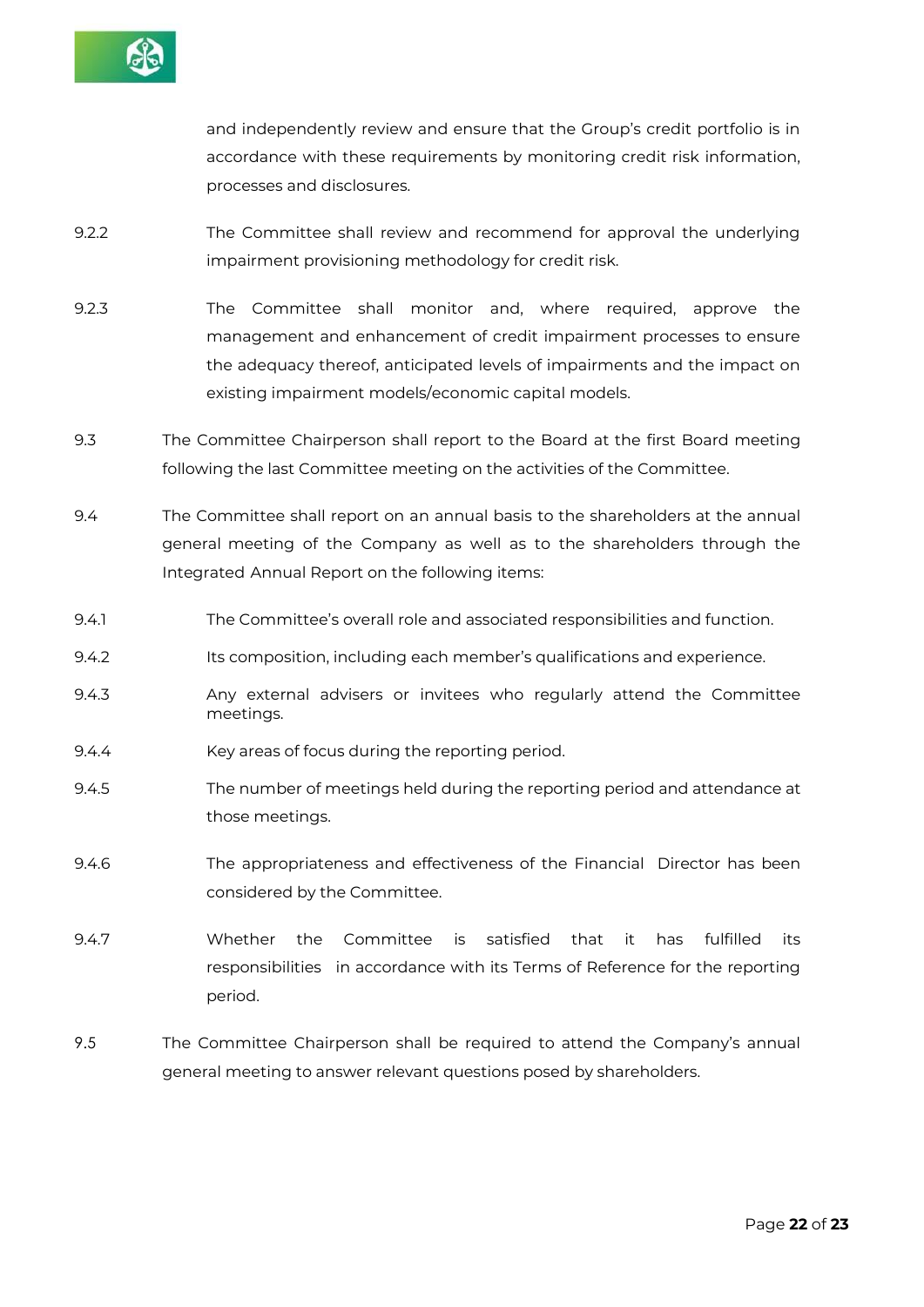and independently review and ensure that the Group's credit portfolio is in accordance with these requirements by monitoring credit risk information, processes and disclosures.

9.2.2 The Committee shall review and recommend for approval the underlying impairment provisioning methodology for credit risk.

9.2.3 The Committee shall monitor and, where required, approve the management and enhancement of credit impairment processes to ensure the adequacy thereof, anticipated levels of impairments and the impact on existing impairment models/economic capital models.

9.3 The Committee Chairperson shall report to the Board at the first Board meeting following the last Committee meeting on the activities of the Committee.

9.4 The Committee shall report on an annual basis to the shareholders at the annual general meeting of the Company as well as to the shareholders through the Integrated Annual Report on the following items:

9.4.1 The Committee's overall role and associated responsibilities and function.

9.4.2 Its composition, including each member's qualifications and experience.

9.4.3 Any external advisers or invitees who regularly attend the Committee meetings.

9.4.4 Key areas of focus during the reporting period.

9.4.5 The number of meetings held during the reporting period and attendance at those meetings.

9.4.6 The appropriateness and effectiveness of the Financial Director has been considered by the Committee.

9.4.7 Whether the Committee is satisfied that it has fulfilled its responsibilities in accordance with its Terms of Reference for the reporting period.

9.5 The Committee Chairperson shall be required to attend the Company's annual general meeting to answer relevant questions posed by shareholders.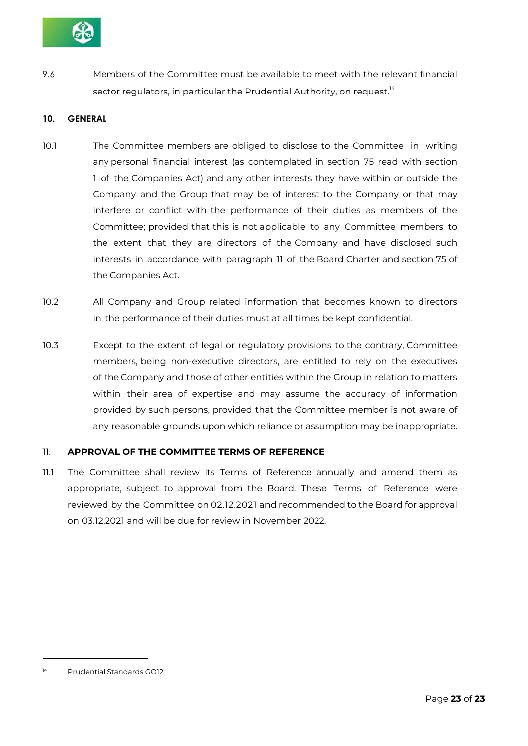9.6 Members of the Committee must be available to meet with the relevant financial sector regulators, in particular the Prudential Authority, on request.[14]

## 10. GENERAL

10.1 The Committee members are obliged to disclose to the Committee in writing any personal financial interest (as contemplated in section 75 read with section 1 of the Companies Act) and any other interests they have within or outside the Company and the Group that may be of interest to the Company or that may interfere or conflict with the performance of their duties as members of the Committee; provided that this is not applicable to any Committee members to the extent that they are directors of the Company and have disclosed such interests in accordance with paragraph 11 of the Board Charter and section 75 of the Companies Act.

10.2 All Company and Group related information that becomes known to directors in the performance of their duties must at all times be kept confidential.

10.3 Except to the extent of legal or regulatory provisions to the contrary, Committee members, being non-executive directors, are entitled to rely on the executives of the Company and those of other entities within the Group in relation to matters within their area of expertise and may assume the accuracy of information provided by such persons, provided that the Committee member is not aware of any reasonable grounds upon which reliance or assumption may be inappropriate.

## 11. APPROVAL OF THE COMMITTEE TERMS OF REFERENCE

11.1 The Committee shall review its Terms of Reference annually and amend them as appropriate, subject to approval from the Board. These Terms of Reference were reviewed by the Committee on 02.12.2021 and recommended to the Board for approval on 03.12.2021 and will be due for review in November 2022.

---

[14] Prudential Standards GO12.